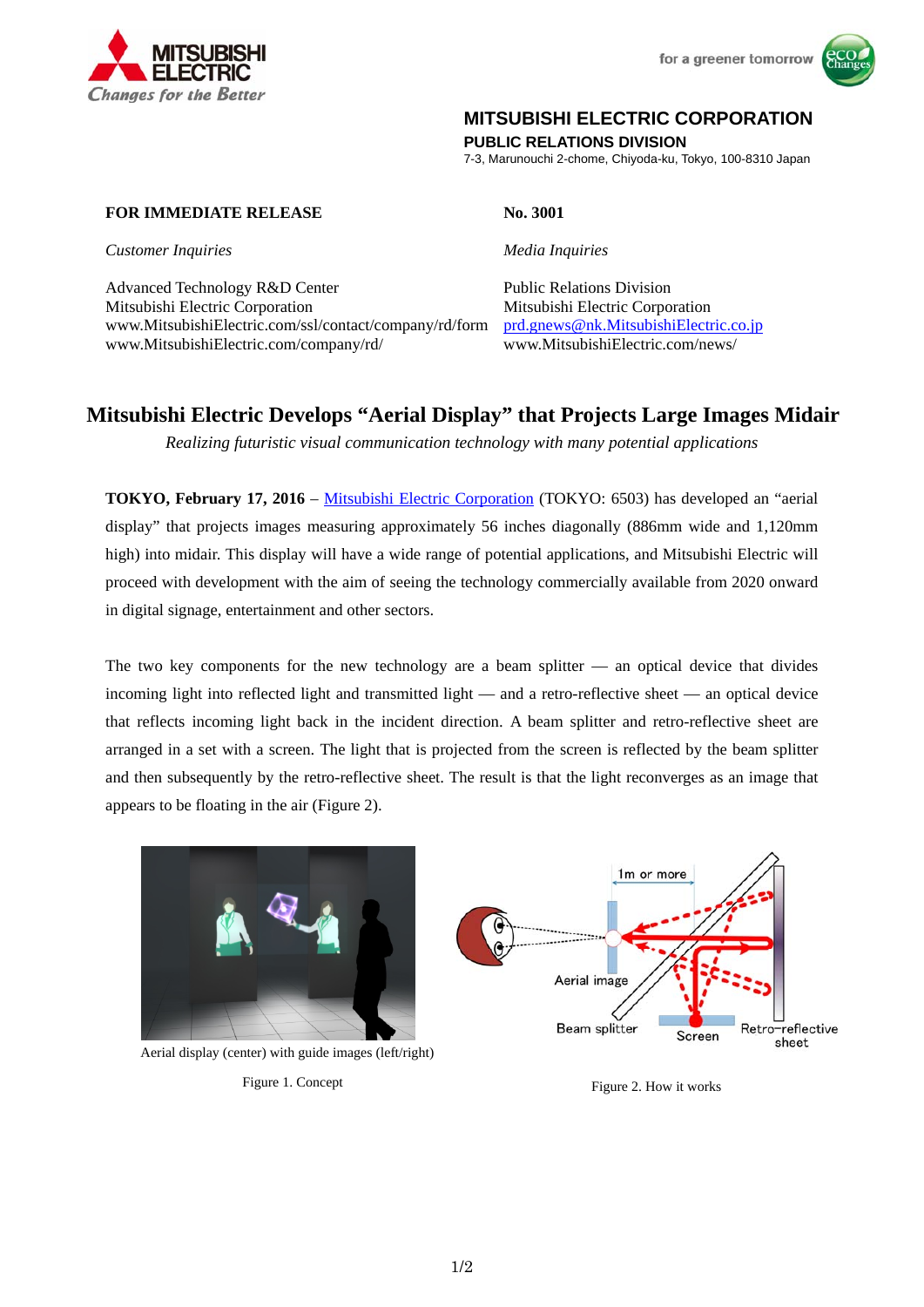MITSUBISHI ELECTRIC
*Changes for the Better*

for a greener tomorrow

**MITSUBISHI ELECTRIC CORPORATION**
**PUBLIC RELATIONS DIVISION**
7-3, Marunouchi 2-chome, Chiyoda-ku, Tokyo, 100-8310 Japan

**FOR IMMEDIATE RELEASE**

**No. 3001**

*Customer Inquiries*

Advanced Technology R&D Center
Mitsubishi Electric Corporation
www.MitsubishiElectric.com/ssl/contact/company/rd/form
www.MitsubishiElectric.com/company/rd/

*Media Inquiries*

Public Relations Division
Mitsubishi Electric Corporation
prd.gnews@nk.MitsubishiElectric.co.jp
www.MitsubishiElectric.com/news/

# Mitsubishi Electric Develops "Aerial Display" that Projects Large Images Midair

*Realizing futuristic visual communication technology with many potential applications*

**TOKYO, February 17, 2016** – Mitsubishi Electric Corporation (TOKYO: 6503) has developed an "aerial display" that projects images measuring approximately 56 inches diagonally (886mm wide and 1,120mm high) into midair. This display will have a wide range of potential applications, and Mitsubishi Electric will proceed with development with the aim of seeing the technology commercially available from 2020 onward in digital signage, entertainment and other sectors.

The two key components for the new technology are a beam splitter — an optical device that divides incoming light into reflected light and transmitted light — and a retro-reflective sheet — an optical device that reflects incoming light back in the incident direction. A beam splitter and retro-reflective sheet are arranged in a set with a screen. The light that is projected from the screen is reflected by the beam splitter and then subsequently by the retro-reflective sheet. The result is that the light reconverges as an image that appears to be floating in the air (Figure 2).

Aerial display (center) with guide images (left/right)

Figure 1. Concept

1m or more

Aerial image

Beam splitter

Screen

Retro-reflective sheet

Figure 2. How it works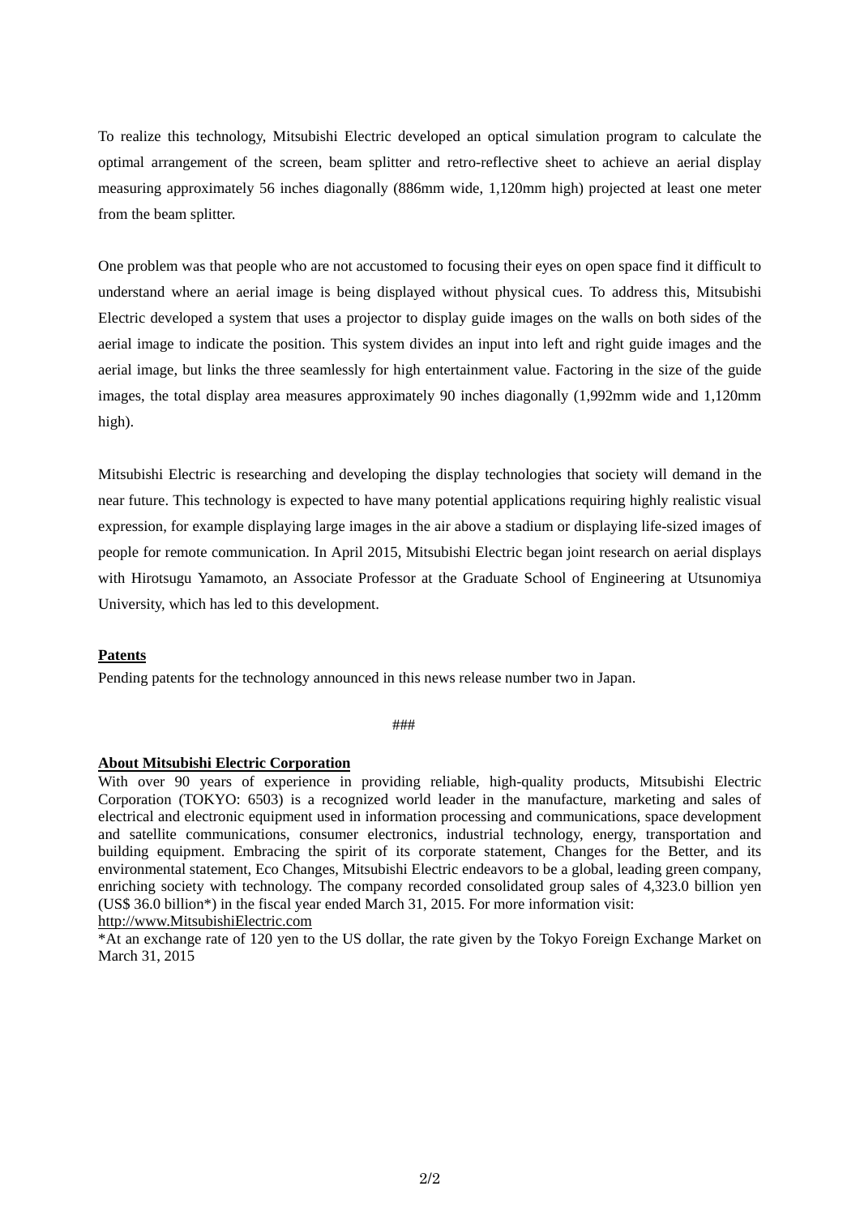To realize this technology, Mitsubishi Electric developed an optical simulation program to calculate the optimal arrangement of the screen, beam splitter and retro-reflective sheet to achieve an aerial display measuring approximately 56 inches diagonally (886mm wide, 1,120mm high) projected at least one meter from the beam splitter.

One problem was that people who are not accustomed to focusing their eyes on open space find it difficult to understand where an aerial image is being displayed without physical cues. To address this, Mitsubishi Electric developed a system that uses a projector to display guide images on the walls on both sides of the aerial image to indicate the position. This system divides an input into left and right guide images and the aerial image, but links the three seamlessly for high entertainment value. Factoring in the size of the guide images, the total display area measures approximately 90 inches diagonally (1,992mm wide and 1,120mm high).

Mitsubishi Electric is researching and developing the display technologies that society will demand in the near future. This technology is expected to have many potential applications requiring highly realistic visual expression, for example displaying large images in the air above a stadium or displaying life-sized images of people for remote communication. In April 2015, Mitsubishi Electric began joint research on aerial displays with Hirotsugu Yamamoto, an Associate Professor at the Graduate School of Engineering at Utsunomiya University, which has led to this development.

**Patents**

Pending patents for the technology announced in this news release number two in Japan.

###

**About Mitsubishi Electric Corporation**

With over 90 years of experience in providing reliable, high-quality products, Mitsubishi Electric Corporation (TOKYO: 6503) is a recognized world leader in the manufacture, marketing and sales of electrical and electronic equipment used in information processing and communications, space development and satellite communications, consumer electronics, industrial technology, energy, transportation and building equipment. Embracing the spirit of its corporate statement, Changes for the Better, and its environmental statement, Eco Changes, Mitsubishi Electric endeavors to be a global, leading green company, enriching society with technology. The company recorded consolidated group sales of 4,323.0 billion yen (US$ 36.0 billion*) in the fiscal year ended March 31, 2015. For more information visit:
http://www.MitsubishiElectric.com

*At an exchange rate of 120 yen to the US dollar, the rate given by the Tokyo Foreign Exchange Market on March 31, 2015